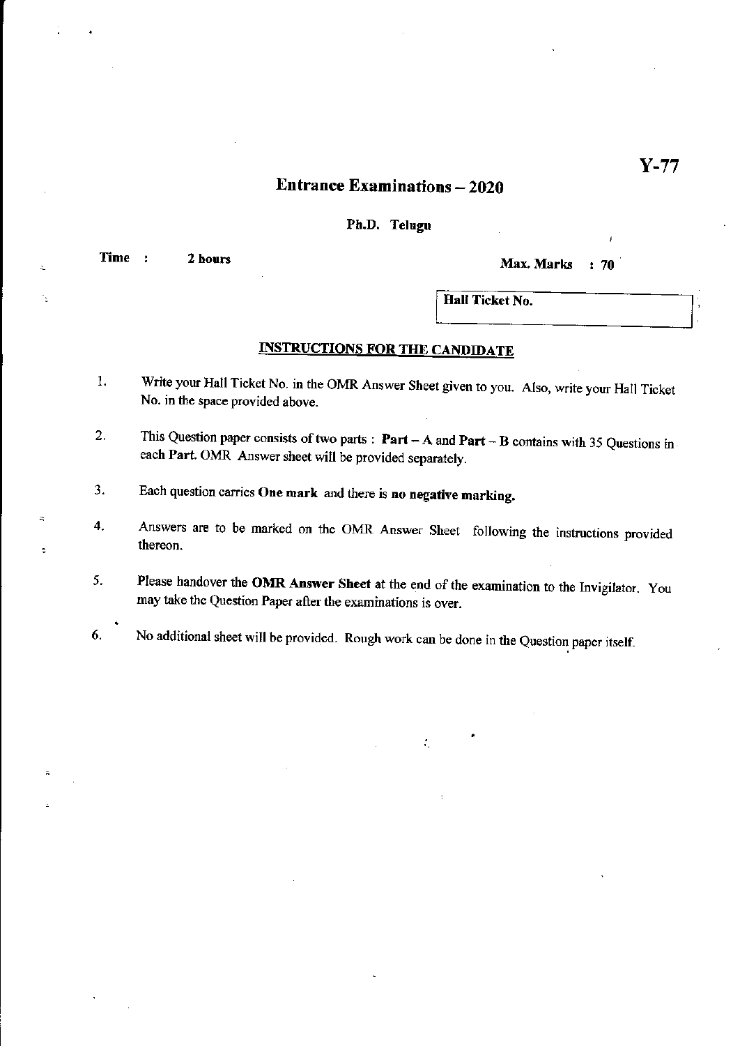Y-77

# Entrance Examinations – 2020

## Ph.D. Telugu

**Time : 2 hours**

**Max. Marks : 70**

**Hall Ticket No.**

## INSTRUCTIONS FOR THE CANDIDATE

1. Write your Hall Ticket No. in the OMR Answer Sheet given to you. Also, write your Hall Ticket No. in the space provided above.
2. This Question paper consists of two parts : **Part – A** and **Part – B** contains with 35 Questions in each **Part.** OMR Answer sheet will be provided separately.
3. Each question carries **One mark** and there is **no negative marking.**
4. Answers are to be marked on the OMR Answer Sheet following the instructions provided thereon.
5. Please handover the **OMR Answer Sheet** at the end of the examination to the Invigilator. You may take the Question Paper after the examinations is over.
6. No additional sheet will be provided. Rough work can be done in the Question paper itself.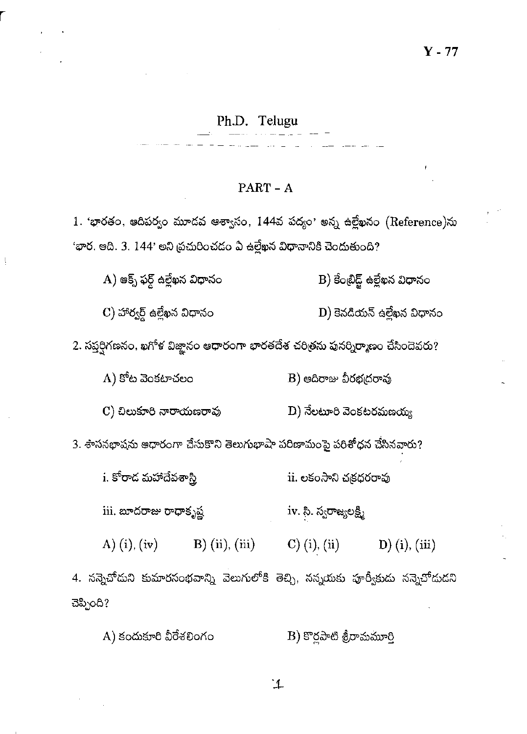Y - 77

# Ph.D. Telugu

## PART - A

1. 'భారతం, ఆదిపర్వం మూడవ ఆశ్వాసం, 144వ పద్యం' అన్న ఉల్లేఖనం (Reference)ను 'భార. ఆది. 3. 144' అని ప్రచురించడం ఏ ఉల్లేఖన విధానానికి చెందుతుంది?

A) ఆక్స్ ఫర్డ్ ఉల్లేఖన విధానం  B) కేంబ్రిడ్జ్ ఉల్లేఖన విధానం

C) హార్వర్డ్ ఉల్లేఖన విధానం  D) కెనడియన్ ఉల్లేఖన విధానం

2. సప్తర్షిగణనం, ఖగోళ విజ్ఞానం ఆధారంగా భారతదేశ చరిత్రను పునర్నిర్మాణం చేసిందెవరు?

A) కోట వెంకటాచలం  B) ఆదిరాజు వీరభద్రరావు

C) చిలుకూరి నారాయణరావు  D) నేలటూరి వెంకటరమణయ్య

3. శాసనభాషను ఆధారంగా చేసుకొని తెలుగుభాషా పరిణామంపై పరిశోధన చేసినవారు?

i. కోరాడ మహాదేవశాస్త్రి  ii. లకంసాని చక్రధరరావు

iii. బూదరాజు రాధాకృష్ణ  iv. సి. స్వరాజ్యలక్ష్మి

A) (i), (iv)  B) (ii), (iii)  C) (i), (ii)  D) (i), (iii)

4. నన్నెచోడుని కుమారసంభవాన్ని వెలుగులోకి తెచ్చి, నన్నయకు పూర్వీకుడు నన్నెచోడుడని చెప్పింది?

A) కందుకూరి వీరేశలింగం  B) కొర్లపాటి శ్రీరామమూర్తి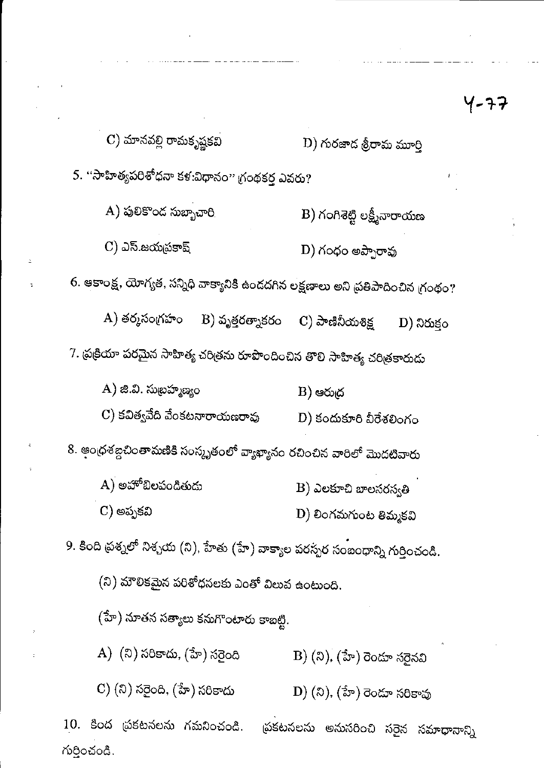Y-77

C) మానవల్లి రామకృష్ణకవి　　　　D) గురజాడ శ్రీరామ మూర్తి

5. "సాహిత్యపరిశోధనా కళ:విధానం" గ్రంథకర్త ఎవరు?

A) పులికొండ సుబ్బాచారి　　　　B) గంగిశెట్టి లక్ష్మీనారాయణ

C) ఎస్.జయప్రకాష్　　　　D) గంధం అప్పారావు

6. ఆకాంక్ష, యోగ్యత, సన్నిధి వాక్యానికి ఉండదగిన లక్షణాలు అని ప్రతిపాదించిన గ్రంథం?

A) తర్కసంగ్రహం　B) వృత్తరత్నాకరం　C) పాణినీయశిక్ష　D) నిరుక్తం

7. ప్రక్రియా పరమైన సాహిత్య చరిత్రను రూపొందించిన తొలి సాహిత్య చరిత్రకారుడు

A) జి.వి. సుబ్రహ్మణ్యం　　　　B) ఆరుద్ర

C) కవిత్వవేది వేంకటనారాయణరావు　　　　D) కందుకూరి వీరేశలింగం

8. ఆంధ్రశబ్దచింతామణికి సంస్కృతంలో వ్యాఖ్యానం రచించిన వారిలో మొదటివారు

A) అహోబిలపండితుడు　　　　B) ఎలకూచి బాలసరస్వతి

C) అప్పకవి　　　　D) లింగమగుంట తిమ్మకవి

9. కింది ప్రశ్నలో నిశ్చయ (ని), హేతు (హే) వాక్యాల పరస్పర సంబంధాన్ని గుర్తించండి.

(ని) మౌలికమైన పరిశోధనలకు ఎంతో విలువ ఉంటుంది.

(హే) నూతన సత్యాలు కనుగొంటారు కాబట్టి.

A) (ని) సరికాదు, (హే) సరైంది　　　　B) (ని), (హే) రెండూ సరైనవి

C) (ని) సరైంది, (హే) సరికాదు　　　　D) (ని), (హే) రెండూ సరికావు

10. కింద ప్రకటనలను గమనించండి. ప్రకటనలను అనుసరించి సరైన సమాధానాన్ని గుర్తించండి.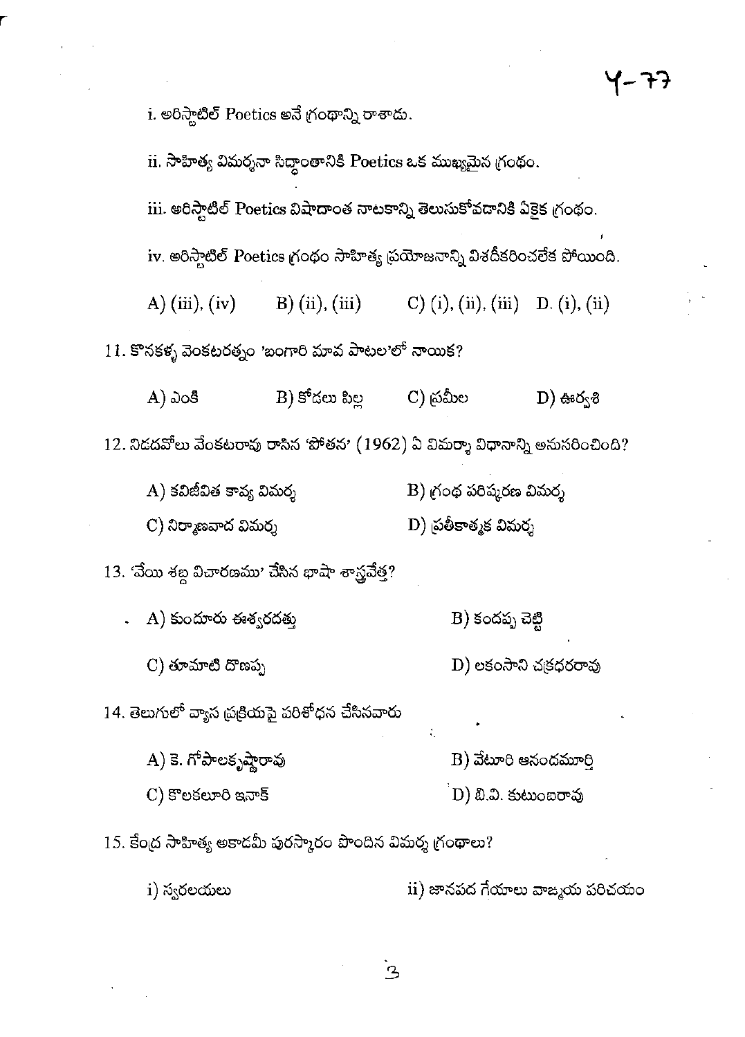i. అరిస్టాటిల్ Poetics అనే గ్రంథాన్ని రాశాడు.

ii. సాహిత్య విమర్శనా సిద్ధాంతానికి Poetics ఒక ముఖ్యమైన గ్రంథం.

iii. అరిస్టాటిల్ Poetics విషాదాంత నాటకాన్ని తెలుసుకోవడానికి ఏకైక గ్రంథం.

iv. అరిస్టాటిల్ Poetics గ్రంథం సాహిత్య ప్రయోజనాన్ని విశదీకరించలేక పోయింది.

A) (iii), (iv) B) (ii), (iii) C) (i), (ii), (iii) D. (i), (ii)

11. కొనకళ్ళ వెంకటరత్నం 'బంగారి మావ పాటల'లో నాయిక?

A) ఎంకి B) కోడలు పిల్ల C) ప్రమీల D) ఊర్వశి

12. నిడదవోలు వేంకటరావు రాసిన 'పోతన' (1962) ఏ విమర్శా విధానాన్ని అనుసరించింది?

A) కవిజీవిత కావ్య విమర్శ B) గ్రంథ పరిష్కరణ విమర్శ

C) నిర్మాణవాద విమర్శ D) ప్రతీకాత్మక విమర్శ

13. 'వేయి శబ్ద విచారణము' చేసిన భాషా శాస్త్రవేత్త?

A) కుందూరు ఈశ్వరదత్తు B) కందప్ప చెట్టి

C) తూమాటి దొణప్ప D) లకంసాని చక్రధరరావు

14. తెలుగులో వ్యాస ప్రక్రియపై పరిశోధన చేసినవారు

A) కె. గోపాలకృష్ణారావు B) వేటూరి ఆనందమూర్తి

C) కొలకలూరి ఇనాక్ D) బి.వి. కుటుంబరావు

15. కేంద్ర సాహిత్య అకాడమీ పురస్కారం పొందిన విమర్శ గ్రంథాలు?

i) స్వరలయలు ii) జానపద గేయాలు వాఙ్మయ పరిచయం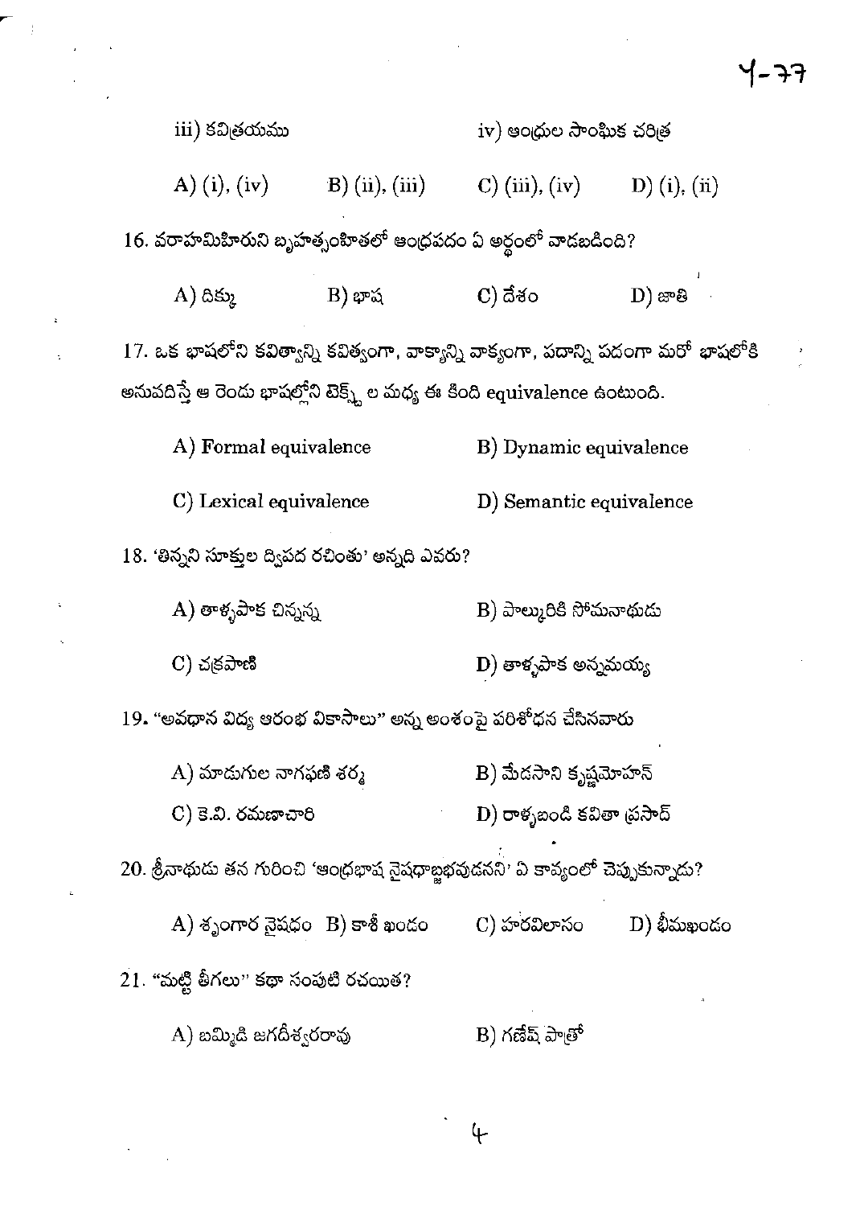iii) కవిత్రయము　　　　　　　iv) ఆంధ్రుల సాంఘిక చరిత్ర

A) (i), (iv)　　B) (ii), (iii)　　C) (iii), (iv)　　D) (i), (ii)

16. వరాహమిహిరుని బృహత్సంహితలో ఆంధ్రపదం ఏ అర్థంలో వాడబడింది?

A) దిక్కు　　B) భాష　　C) దేశం　　D) జాతి

17. ఒక భాషలోని కవిత్వాన్ని కవిత్వంగా, వాక్యాన్ని వాక్యంగా, పదాన్ని పదంగా మరో భాషలోకి అనువదిస్తే ఆ రెండు భాషల్లోని టెక్స్ట్ ల మధ్య ఈ కింది equivalence ఉంటుంది.

A) Formal equivalence　　B) Dynamic equivalence

C) Lexical equivalence　　D) Semantic equivalence

18. 'తిన్నని సూక్తుల ద్విపద రచింతు' అన్నది ఎవరు?

A) తాళ్ళపాక చిన్నన్న　　B) పాల్కురికి సోమనాథుడు

C) చక్రపాణి　　D) తాళ్ళపాక అన్నమయ్య

19. "అవధాన విద్య ఆరంభ వికాసాలు" అన్న అంశంపై పరిశోధన చేసినవారు

A) మాడుగుల నాగఫణి శర్మ　　B) మేడసాని కృష్ణమోహన్

C) కె.వి. రమణాచారి　　D) రాళ్ళబండి కవితా ప్రసాద్

20. శ్రీనాథుడు తన గురించి 'ఆంధ్రభాష నైషధాబ్జభవుడనని' ఏ కావ్యంలో చెప్పుకున్నాడు?

A) శృంగార నైషధం　　B) కాశీ ఖండం　　C) హరవిలాసం　　D) భీమఖండం

21. "మట్టి తీగలు" కథా సంపుటి రచయిత?

A) బమ్మిడి జగదీశ్వరరావు　　B) గణేష్ పాత్రో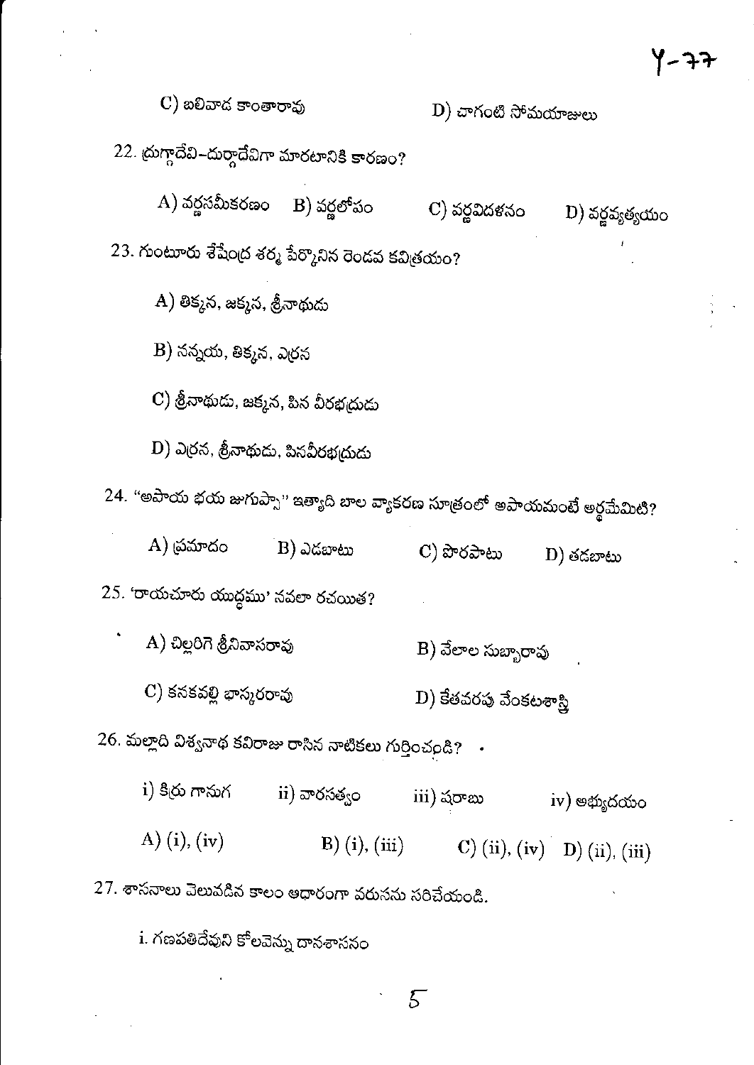C) బలివాడ కాంతారావు　　　　D) చాగంటి సోమయాజులు

22. ద్రుగ్గాదేవి-దుర్గాదేవిగా మారటానికి కారణం?

A) వర్ణసమీకరణం　B) వర్ణలోపం　C) వర్ణవిదళనం　D) వర్ణవ్యత్యయం

23. గుంటూరు శేషేంద్ర శర్మ పేర్కొనిన రెండవ కవిత్రయం?

A) తిక్కన, జక్కన, శ్రీనాథుడు

B) నన్నయ, తిక్కన, ఎర్రన

C) శ్రీనాథుడు, జక్కన, పిన వీరభద్రుడు

D) ఎర్రన, శ్రీనాథుడు, పినవీరభద్రుడు

24. "అపాయ భయ జుగుప్సా" ఇత్యాది బాల వ్యాకరణ సూత్రంలో అపాయమంటే అర్థమేమిటి?

A) ప్రమాదం　B) ఎడబాటు　C) పొరపాటు　D) తడబాటు

25. 'రాయచూరు యుద్ధము' నవలా రచయిత?

A) చిల్లరిగె శ్రీనివాసరావు　　　B) వేలాల సుబ్బారావు

C) కనకవల్లి భాస్కరరావు　　　D) కేతవరపు వేంకటశాస్త్రి

26. మల్లాది విశ్వనాథ కవిరాజు రాసిన నాటికలు గుర్తించండి?

i) కిర్రు గానుగ　ii) వారసత్వం　iii) షరాబు　iv) అభ్యుదయం

A) (i), (iv)　B) (i), (iii)　C) (ii), (iv)　D) (ii), (iii)

27. శాసనాలు వెలువడిన కాలం ఆధారంగా వరుసను సరిచేయండి.

i. గణపతిదేవుని కోలవెన్ను దానశాసనం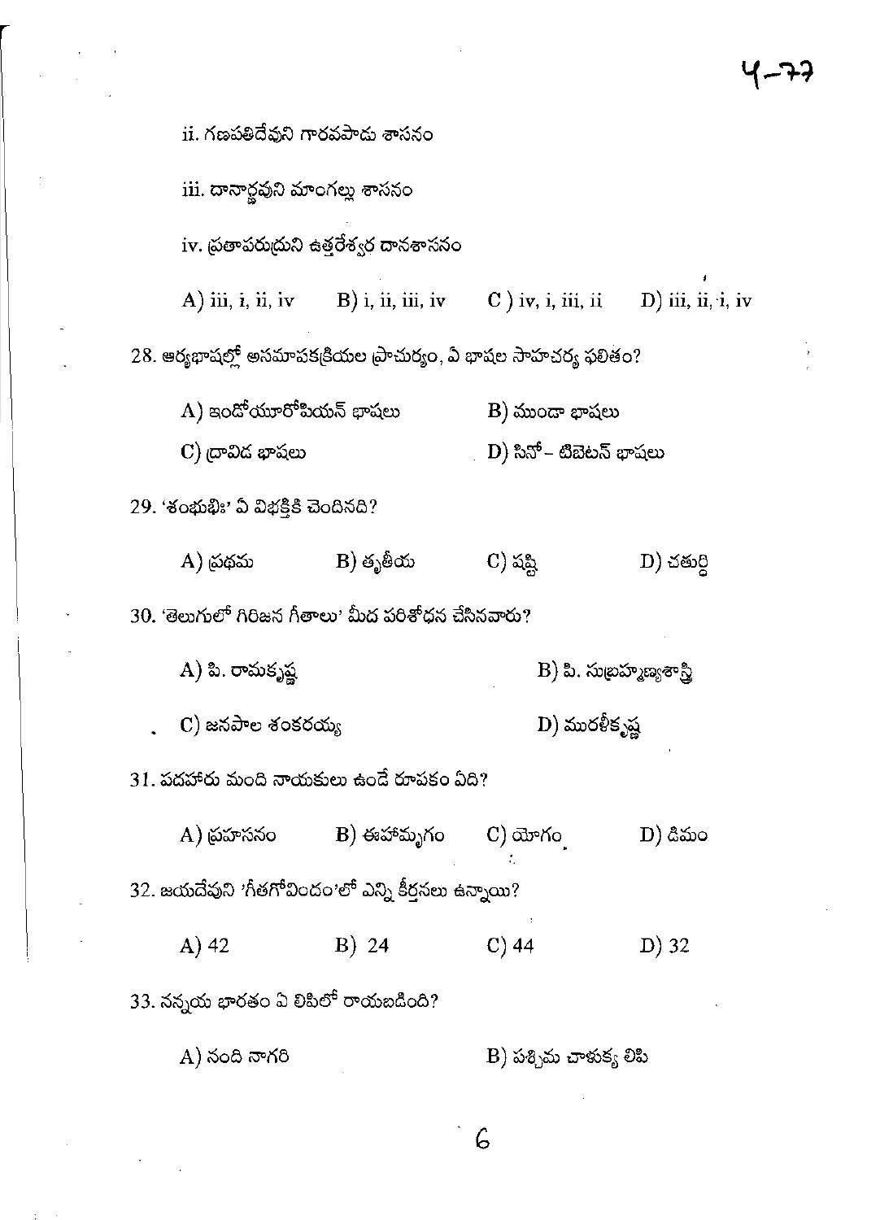ii. గణపతిదేవుని గారవపాడు శాసనం

iii. దానార్ణవుని మాంగల్లు శాసనం

iv. ప్రతాపరుద్రుని ఉత్తరేశ్వర దానశాసనం

A) iii, i, ii, iv B) i, ii, iii, iv C) iv, i, iii, ii D) iii, ii, i, iv

28. ఆర్యభాషల్లో అసమాపకక్రియల ప్రాచుర్యం, ఏ భాషల సాహచర్య ఫలితం?

A) ఇండోయూరోపియన్ భాషలు B) ముండా భాషలు

C) ద్రావిడ భాషలు D) సినో – టిబెటన్ భాషలు

29. 'శంఖభిః' ఏ విభక్తికి చెందినది?

A) ప్రథమ B) తృతీయ C) షష్ఠి D) చతుర్థి

30. 'తెలుగులో గిరిజన గీతాలు' మీద పరిశోధన చేసినవారు?

A) పి. రామకృష్ణ B) పి. సుబ్రహ్మణ్యశాస్త్రి

C) జనపాల శంకరయ్య D) మురళీకృష్ణ

31. పదహారు మంది నాయకులు ఉండే రూపకం ఏది?

A) ప్రహసనం B) ఈహామృగం C) యోగం D) డిమం

32. జయదేవుని 'గీతగోవిందం'లో ఎన్ని కీర్తనలు ఉన్నాయి?

A) 42 B) 24 C) 44 D) 32

33. నన్నయ భారతం ఏ లిపిలో రాయబడింది?

A) నంది నాగరి B) పశ్చిమ చాళుక్య లిపి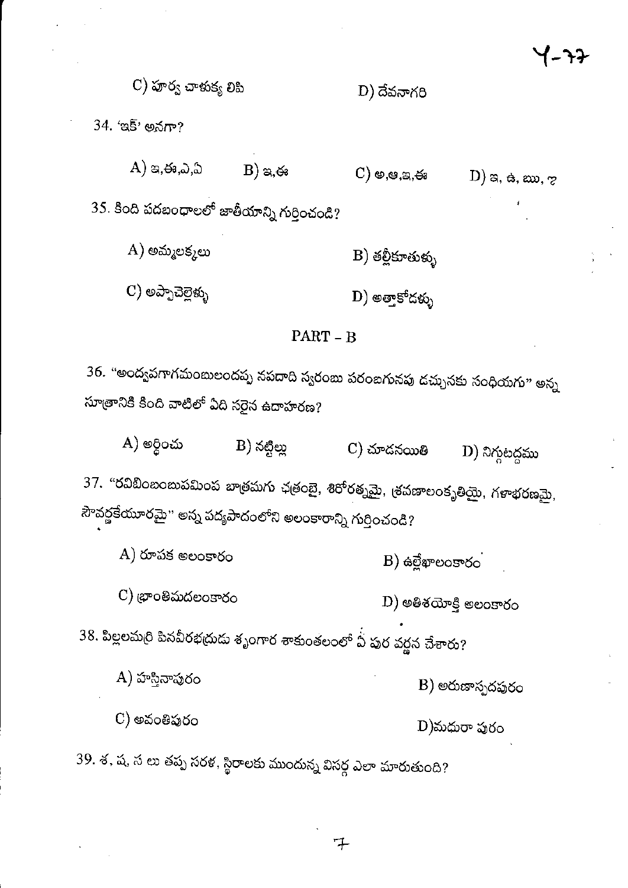C) పూర్వ చాళుక్య లిపి D) దేవనాగరి

34. 'ఇక్' అనగా?

A) ఇ,ఈ,ఎ,ఏ B) ఇ,ఈ C) అ,ఆ,ఇ,ఈ D) ఇ, ఉ, ఋ, ఌ

35. కింది పదబంధాలలో జాతీయాన్ని గుర్తించండి?

A) అమ్మలక్కలు B) తల్లీకూతుళ్ళు

C) అప్పాచెల్లెళ్ళు D) అత్తాకోడళ్ళు

## PART - B

36. "అంద్వగాగమంబులందప్పు నపదాది స్వరంబు పరంబగునపు డచ్చునకు సంధియగు" అన్న సూత్రానికి కింది వాటిలో ఏది సరైన ఉదాహరణ?

A) అర్థించు B) నట్టిల్లు C) చూడనయితి D) నిగ్గుటద్దము

37. "రవిబింబంబుపమింప బాత్రమగు ఛత్రంబై, శిరోరత్నమై, శ్రవణాలంకృతియై, గళాభరణమై, సౌవర్ణకేయూరమై" అన్న పద్యపాదంలోని అలంకారాన్ని గుర్తించండి?

A) రూపక అలంకారం B) ఉల్లేఖాలంకారం

C) భ్రాంతిమదలంకారం D) అతిశయోక్తి అలంకారం

38. పిల్లలమర్రి పినవీరభద్రుడు శృంగార శాకుంతలంలో ఏ పుర వర్ణన చేశారు?

A) హస్తినాపురం B) అరుణాస్పదపురం

C) అవంతిపురం D)మధురా పురం

39. శ, ష, స లు తప్ప సరళ, స్థిరాలకు ముందున్న విసర్గ ఎలా మారుతుంది?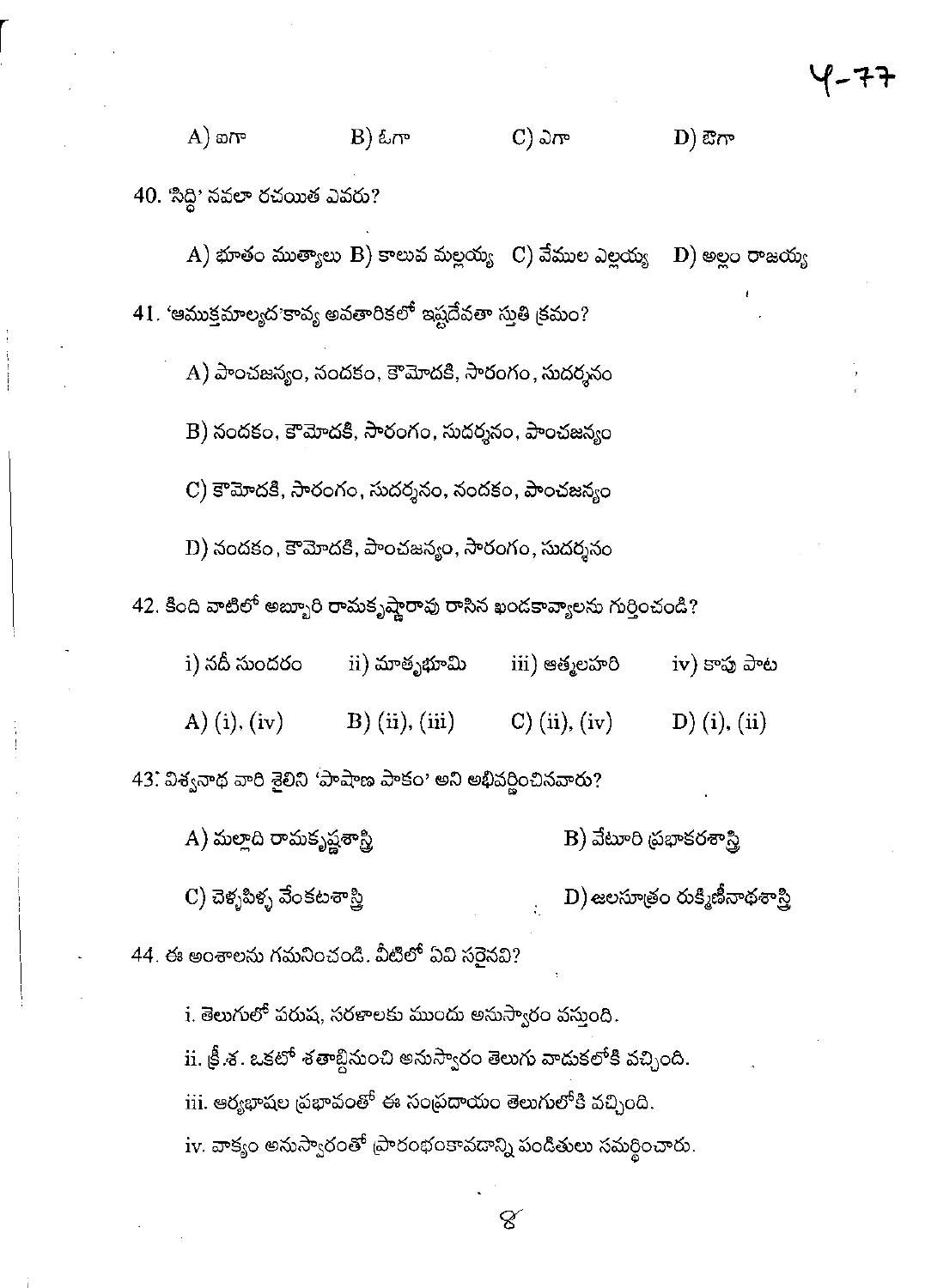A) ఐగా B) ఓగా C) ఎగా D) ఔగా

40. 'సిద్ధి' నవలా రచయిత ఎవరు?

A) భూతం ముత్యాలు B) కాలువ మల్లయ్య C) వేముల ఎల్లయ్య D) అల్లం రాజయ్య

41. 'ఆముక్తమాల్యద'కావ్య అవతారికలో ఇష్టదేవతా స్తుతి క్రమం?

A) పాంచజన్యం, నందకం, కౌమోదకి, సారంగం, సుదర్శనం

B) నందకం, కౌమోదకి, సారంగం, సుదర్శనం, పాంచజన్యం

C) కౌమోదకి, సారంగం, సుదర్శనం, నందకం, పాంచజన్యం

D) నందకం, కౌమోదకి, పాంచజన్యం, సారంగం, సుదర్శనం

42. కింది వాటిలో అబ్బూరి రామకృష్ణారావు రాసిన ఖండకావ్యాలను గుర్తించండి?

i) నదీ సుందరం ii) మాతృభూమి iii) ఆత్మలహరి iv) కాపు పాట

A) (i), (iv) B) (ii), (iii) C) (ii), (iv) D) (i), (ii)

43. విశ్వనాథ వారి శైలిని 'పాషాణ పాకం' అని అభివర్ణించినవారు?

A) మల్లాది రామకృష్ణశాస్త్రి B) వేటూరి ప్రభాకరశాస్త్రి

C) చెళ్ళపిళ్ళ వేంకటశాస్త్రి D) జలసూత్రం రుక్మిణీనాథశాస్త్రి

44. ఈ అంశాలను గమనించండి. వీటిలో ఏవి సరైనవి?

i. తెలుగులో పరుష, సరళాలకు ముందు అనుస్వారం వస్తుంది.

ii. క్రీ.శ. ఒకటో శతాబ్దినుంచి అనుస్వారం తెలుగు వాడుకలోకి వచ్చింది.

iii. ఆర్యభాషల ప్రభావంతో ఈ సంప్రదాయం తెలుగులోకి వచ్చింది.

iv. వాక్యం అనుస్వారంతో ప్రారంభంకావడాన్ని పండితులు సమర్థించారు.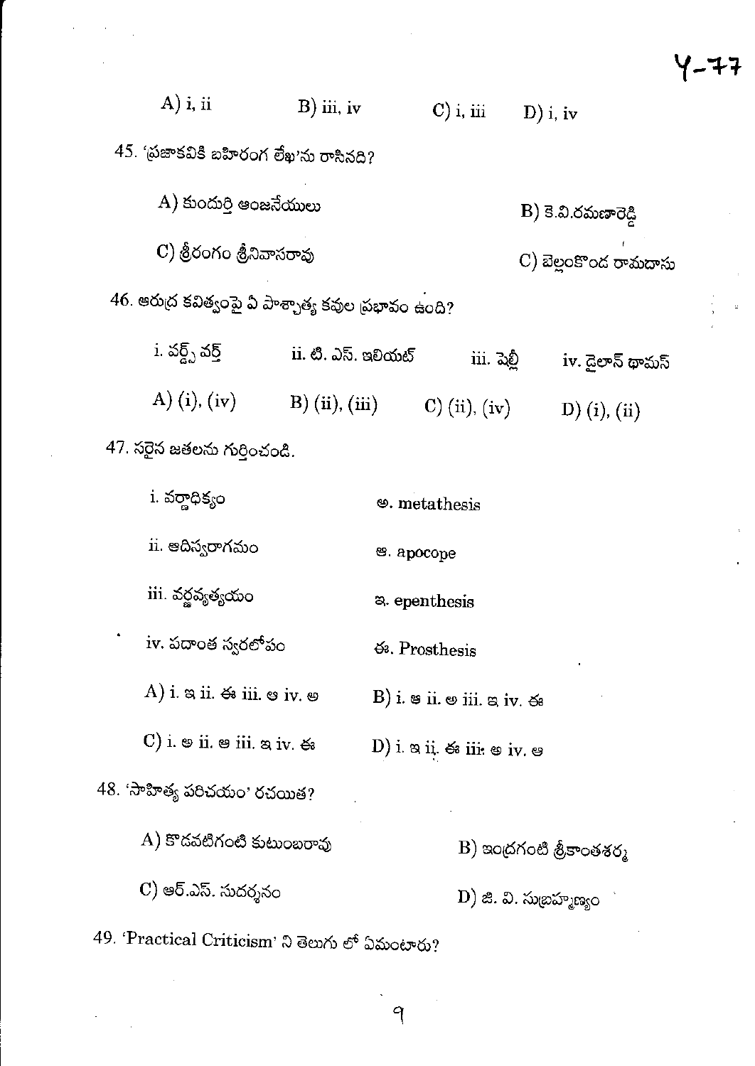A) i, ii B) iii, iv C) i, iii D) i, iv

45. 'ప్రజాకవికి బహిరంగ లేఖ'ను రాసినది?

A) కుందుర్తి ఆంజనేయులు

B) కె.వి.రమణారెడ్డి

C) శ్రీరంగం శ్రీనివాసరావు

C) బెల్లంకొండ రామదాసు

46. ఆరుద్ర కవిత్వంపై ఏ పాశ్చాత్య కవుల ప్రభావం ఉంది?

i. వర్డ్స్ వర్త్ ii. టి. ఎస్. ఇలియట్ iii. షెల్లీ iv. డైలాన్ థామస్

A) (i), (iv) B) (ii), (iii) C) (ii), (iv) D) (i), (ii)

47. సరైన జతలను గుర్తించండి.

i. వర్ణాధిక్యం అ. metathesis

ii. ఆదిస్వరాగమం ఆ. apocope

iii. వర్ణవ్యత్యయం ఇ. epenthesis

iv. పదాంత స్వరలోపం ఈ. Prosthesis

A) i. ఇ ii. ఈ iii. ఆ iv. అ

B) i. ఆ ii. అ iii. ఇ iv. ఈ

C) i. అ ii. ఆ iii. ఇ iv. ఈ

D) i. ఇ ii. ఈ iii. అ iv. ఆ

48. 'సాహిత్య పరిచయం' రచయిత?

A) కొడవటిగంటి కుటుంబరావు

B) ఇంద్రగంటి శ్రీకాంతశర్మ

C) ఆర్.ఎస్. సుదర్శనం

D) జి. వి. సుబ్రహ్మణ్యం

49. 'Practical Criticism' ని తెలుగు లో ఏమంటారు?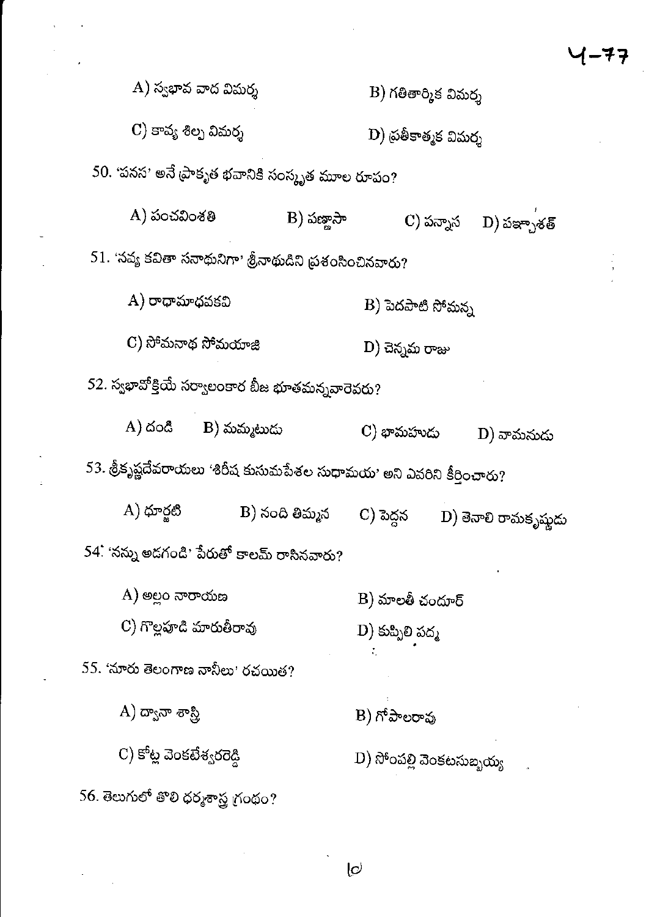A) స్వభావ వాద విమర్శ

B) గతితార్కిక విమర్శ

C) కావ్య శిల్ప విమర్శ

D) ప్రతీకాత్మక విమర్శ

50. 'పనస' అనే ప్రాకృత భవానికి సంస్కృత మూల రూపం?

A) పంచవింశతి

B) పణ్ణాసా

C) పన్నాస

D) పఞ్చాశత్

51. 'నవ్య కవితా సనాథునిగా' శ్రీనాథుడిని ప్రశంసించినవారు?

A) రాధామాధవకవి

B) పెదపాటి సోమన్న

C) సోమనాథ సోమయాజి

D) చెన్నమ రాజు

52. స్వభావోక్తియే సర్వాలంకార బీజ భూతమన్నవారెవరు?

A) దండి

B) మమ్మటుడు

C) భామహుడు

D) వామనుడు

53. శ్రీకృష్ణదేవరాయలు 'శిరీష కుసుమపేశల సుధామయ' అని ఎవరిని కీర్తించారు?

A) ధూర్జటి

B) నంది తిమ్మన

C) పెద్దన

D) తెనాలి రామకృష్ణుడు

54. 'నన్ను అడగండి' పేరుతో కాలమ్ రాసినవారు?

A) అల్లం నారాయణ

B) మాలతీ చందూర్

C) గొల్లపూడి మారుతీరావు

D) కుప్పిలి పద్మ

55. 'నూరు తెలంగాణ నానీలు' రచయిత?

A) ద్వానా శాస్త్రి

B) గోపాలరావు

C) కోట్ల వెంకటేశ్వరరెడ్డి

D) సోంపల్లి వెంకటసుబ్బయ్య

56. తెలుగులో తొలి ధర్మశాస్త్ర గ్రంథం?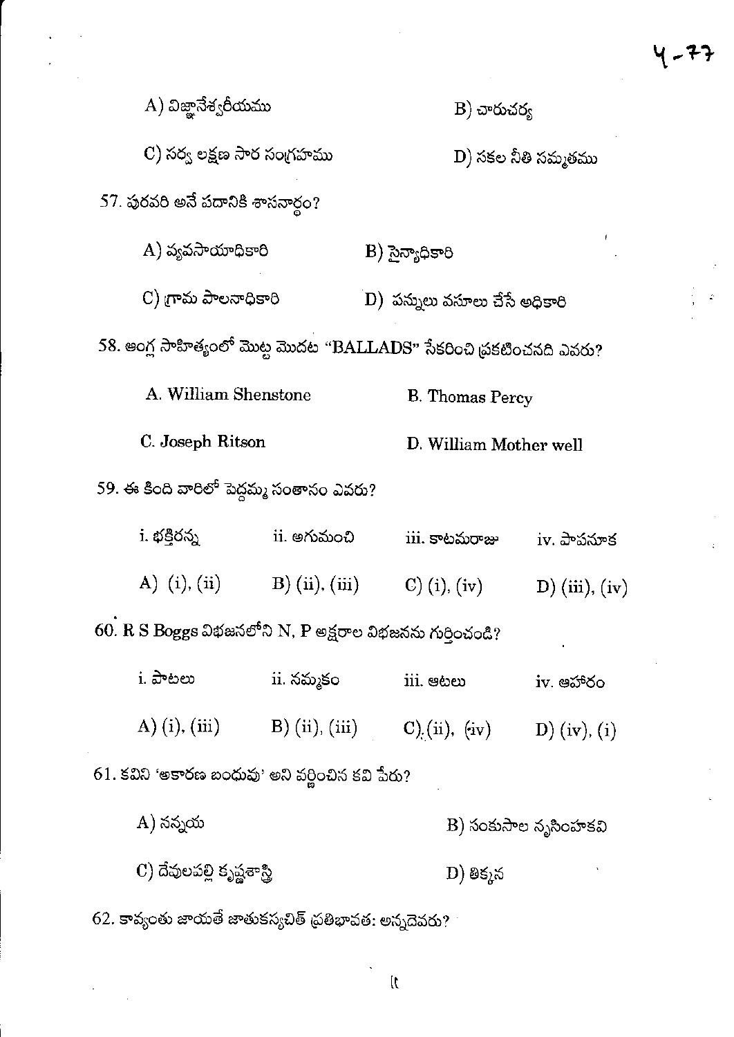A) విజ్ఞానేశ్వరీయము

B) చారుచర్య

C) సర్వ లక్షణ సార సంగ్రహము

D) సకల నీతి సమ్మతము

57. పురవరి అనే పదానికి శాసనార్థం?

A) వ్యవసాయాధికారి

B) సైన్యాధికారి

C) గ్రామ పాలనాధికారి

D) పన్నులు వసూలు చేసే అధికారి

58. ఆంగ్ల సాహిత్యంలో మొట్ట మొదట "BALLADS" సేకరించి ప్రకటించనది ఎవరు?

A. William Shenstone

B. Thomas Percy

C. Joseph Ritson

D. William Mother well

59. ఈ కింది వారిలో పెద్దమ్మ సంతానం ఎవరు?

i. భక్తిరన్న ii. అగుమంచి iii. కాటమరాజు iv. పాపనూక

A) (i), (ii) B) (ii), (iii) C) (i), (iv) D) (iii), (iv)

60. R S Boggs విభజనలోని N, P అక్షరాల విభజనను గుర్తించండి?

i. పాటలు ii. నమ్మకం iii. ఆటలు iv. ఆహారం

A) (i), (iii) B) (ii), (iii) C) (ii), (iv) D) (iv), (i)

61. కవిని 'అకారణ బంధువు' అని వర్ణించిన కవి పేరు?

A) నన్నయ

B) సంకుసాల నృసింహకవి

C) దేవులపల్లి కృష్ణశాస్త్రి

D) తిక్కన

62. కావ్యంతు జాయతే జాతుకస్యచిత్ ప్రతిభావత: అన్నదెవరు?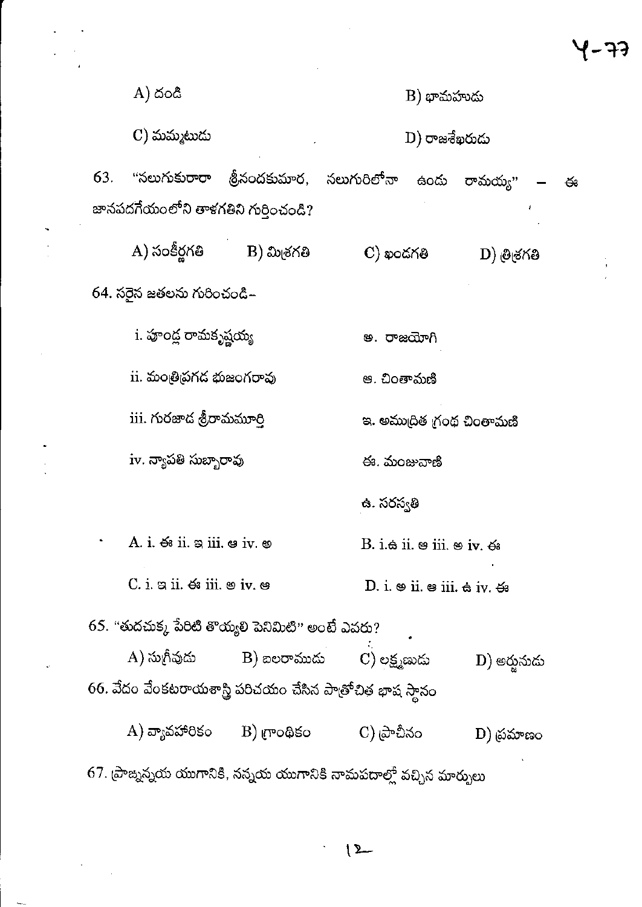A) దండి B) భామహుడు

C) మమ్మటుడు D) రాజశేఖరుడు

63. "నలుగుకురారా శ్రీనందకుమార, నలుగురిలోనా ఉందు రామయ్య" – ఈ జానపదగేయంలోని తాళగతిని గుర్తించండి?

A) సంకీర్ణగతి B) మిశ్రగతి C) ఖండగతి D) త్రిశ్రగతి

64. సరైన జతలను గురించండి–

| | |
|---|---|
| i. పూండ్ల రామకృష్ణయ్య | అ. రాజయోగి |
| ii. మంత్రిప్రగడ భుజంగరావు | ఆ. చింతామణి |
| iii. గురజాడ శ్రీరామమూర్తి | ఇ. అముద్రిత గ్రంథ చింతామణి |
| iv. న్యాపతి సుబ్బారావు | ఈ. మంజువాణి |
| | ఉ. సరస్వతి |

A. i. ఈ ii. ఇ iii. ఆ iv. అ B. i.ఉ ii. ఆ iii. అ iv. ఈ

C. i. ఇ ii. ఈ iii. అ iv. ఆ D. i. అ ii. ఆ iii. ఉ iv. ఈ

65. "తుదచుక్క పేరిటి తొయ్యలి పెనిమిటి" అంటే ఎవరు?

A) సుగ్రీవుడు B) బలరాముడు C) లక్ష్మణుడు D) అర్జునుడు

66. వేదం వేంకటరాయశాస్త్రి పరిచయం చేసిన పాత్రోచిత భాష స్థానం

A) వ్యావహారికం B) గ్రాంథికం C) ప్రాచీనం D) ప్రమాణం

67. ప్రాఙ్నన్నయ యుగానికి, నన్నయ యుగానికి నామపదాల్లో వచ్చిన మార్పులు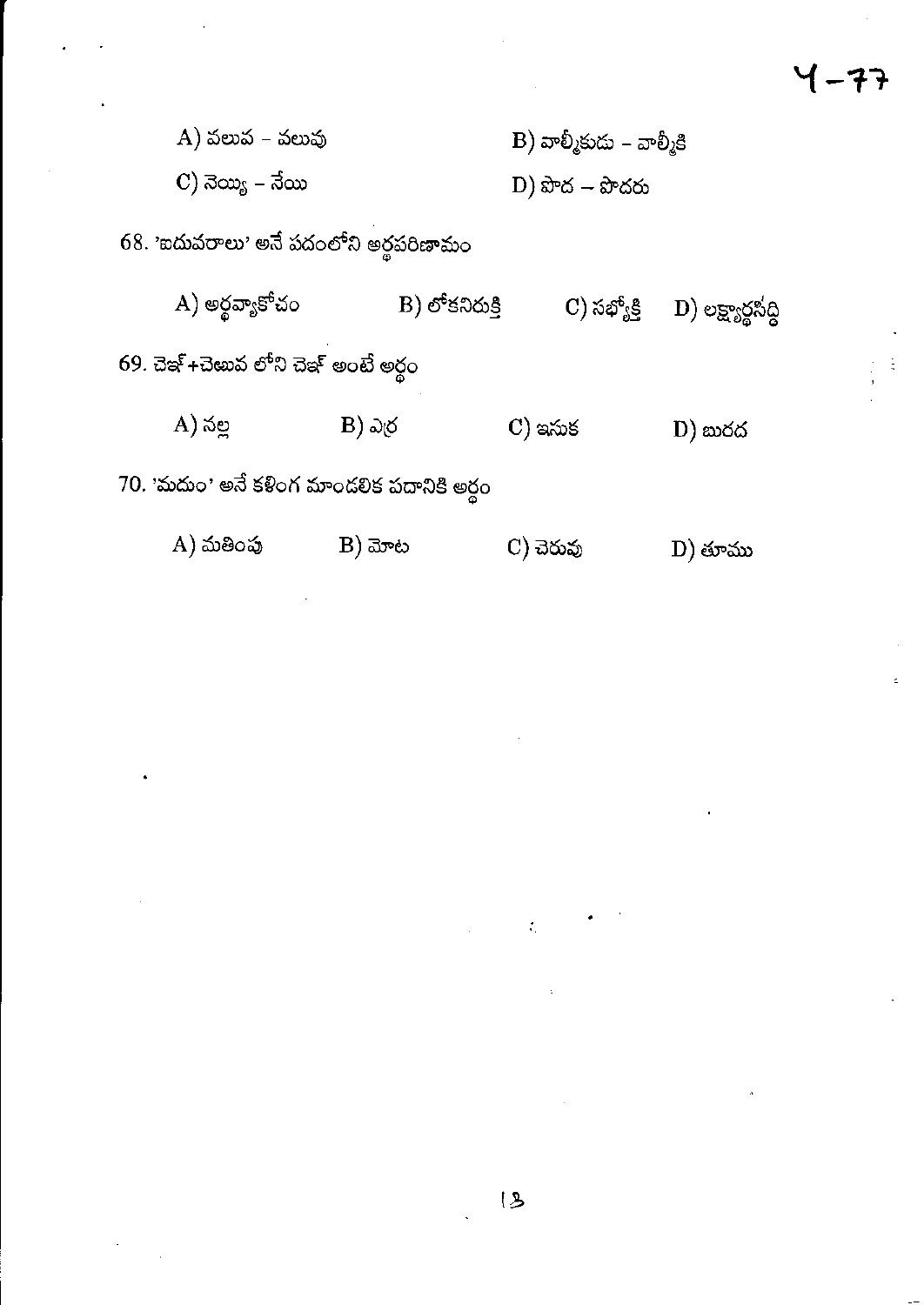A) పలుప – పలుపు

B) వాల్మీకుడు – వాల్మీకి

C) నెయ్యి – నేయి

D) పొద – పొదరు

68. 'ఐదువరాలు' అనే పదంలోని అర్థపరిణామం

A) అర్థవ్యాకోచం  B) లోకనిరుక్తి  C) సభ్యోక్తి  D) లక్ష్యార్థసిద్ధి

69. చెఞ్+చెఱువ లోని చెఞ్ అంటే అర్థం

A) నల్ల  B) ఎఱ్ఱ  C) ఇసుక  D) బురద

70. 'మదుం' అనే కళింగ మాండలిక పదానికి అర్థం

A) మతింపు  B) మోట  C) చెరువు  D) తూము